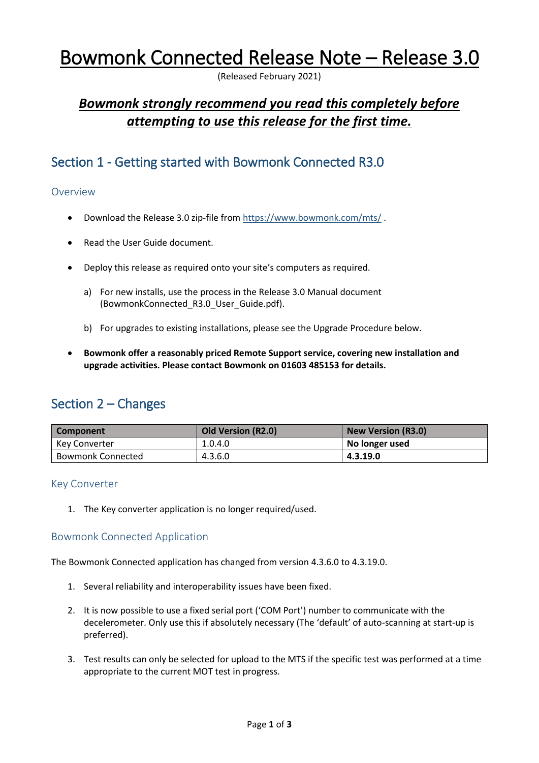# Bowmonk Connected Release Note – Release 3.0

(Released February 2021)

## ***Bowmonk strongly recommend you read this completely before attempting to use this release for the first time.***

## Section 1 - Getting started with Bowmonk Connected R3.0

### Overview

- Download the Release 3.0 zip-file from https://www.bowmonk.com/mts/ .
- Read the User Guide document.
- Deploy this release as required onto your site's computers as required.
  a) For new installs, use the process in the Release 3.0 Manual document (BowmonkConnected_R3.0_User_Guide.pdf).
  b) For upgrades to existing installations, please see the Upgrade Procedure below.
- **Bowmonk offer a reasonably priced Remote Support service, covering new installation and upgrade activities. Please contact Bowmonk on 01603 485153 for details.**

## Section 2 – Changes

| Component | Old Version (R2.0) | New Version (R3.0) |
|---|---|---|
| Key Converter | 1.0.4.0 | **No longer used** |
| Bowmonk Connected | 4.3.6.0 | **4.3.19.0** |

### Key Converter

1. The Key converter application is no longer required/used.

### Bowmonk Connected Application

The Bowmonk Connected application has changed from version 4.3.6.0 to 4.3.19.0.

1. Several reliability and interoperability issues have been fixed.
2. It is now possible to use a fixed serial port ('COM Port') number to communicate with the decelerometer. Only use this if absolutely necessary (The 'default' of auto-scanning at start-up is preferred).
3. Test results can only be selected for upload to the MTS if the specific test was performed at a time appropriate to the current MOT test in progress.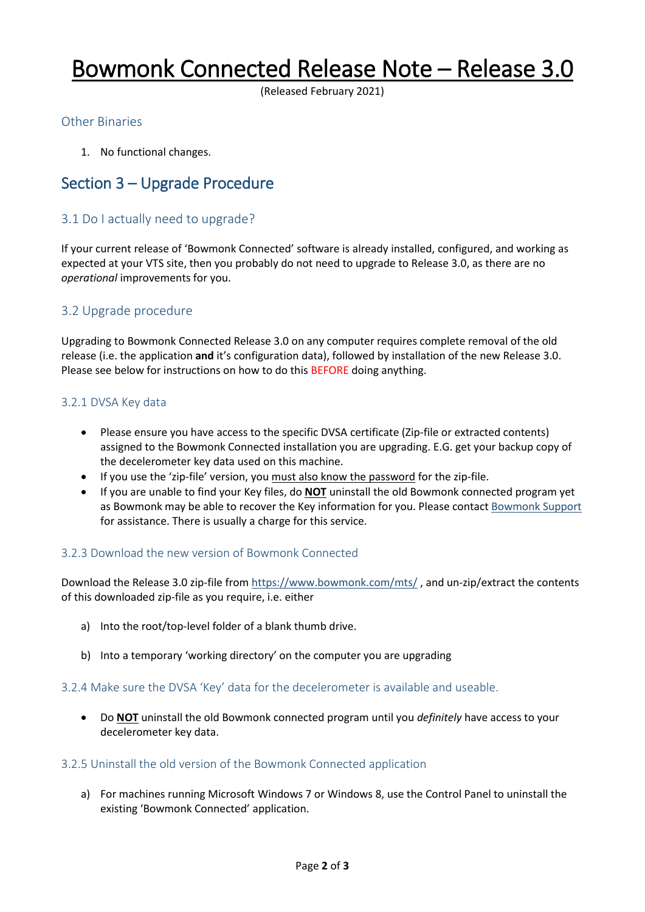# Bowmonk Connected Release Note – Release 3.0

(Released February 2021)

### Other Binaries

1. No functional changes.

## Section 3 – Upgrade Procedure

### 3.1 Do I actually need to upgrade?

If your current release of 'Bowmonk Connected' software is already installed, configured, and working as expected at your VTS site, then you probably do not need to upgrade to Release 3.0, as there are no *operational* improvements for you.

### 3.2 Upgrade procedure

Upgrading to Bowmonk Connected Release 3.0 on any computer requires complete removal of the old release (i.e. the application **and** it's configuration data), followed by installation of the new Release 3.0. Please see below for instructions on how to do this BEFORE doing anything.

#### 3.2.1 DVSA Key data

- Please ensure you have access to the specific DVSA certificate (Zip-file or extracted contents) assigned to the Bowmonk Connected installation you are upgrading. E.G. get your backup copy of the decelerometer key data used on this machine.
- If you use the 'zip-file' version, you must also know the password for the zip-file.
- If you are unable to find your Key files, do **NOT** uninstall the old Bowmonk connected program yet as Bowmonk may be able to recover the Key information for you. Please contact Bowmonk Support for assistance. There is usually a charge for this service.

#### 3.2.3 Download the new version of Bowmonk Connected

Download the Release 3.0 zip-file from https://www.bowmonk.com/mts/ , and un-zip/extract the contents of this downloaded zip-file as you require, i.e. either

a) Into the root/top-level folder of a blank thumb drive.

b) Into a temporary 'working directory' on the computer you are upgrading

#### 3.2.4 Make sure the DVSA 'Key' data for the decelerometer is available and useable.

- Do **NOT** uninstall the old Bowmonk connected program until you *definitely* have access to your decelerometer key data.

#### 3.2.5 Uninstall the old version of the Bowmonk Connected application

a) For machines running Microsoft Windows 7 or Windows 8, use the Control Panel to uninstall the existing 'Bowmonk Connected' application.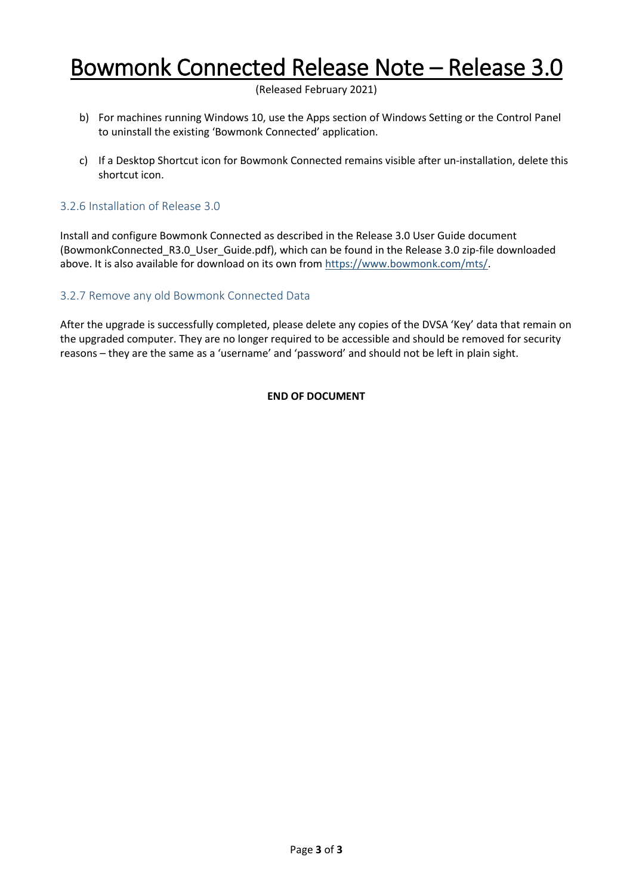b) For machines running Windows 10, use the Apps section of Windows Setting or the Control Panel to uninstall the existing 'Bowmonk Connected' application.

c) If a Desktop Shortcut icon for Bowmonk Connected remains visible after un-installation, delete this shortcut icon.

### 3.2.6 Installation of Release 3.0

Install and configure Bowmonk Connected as described in the Release 3.0 User Guide document (BowmonkConnected_R3.0_User_Guide.pdf), which can be found in the Release 3.0 zip-file downloaded above. It is also available for download on its own from https://www.bowmonk.com/mts/.

### 3.2.7 Remove any old Bowmonk Connected Data

After the upgrade is successfully completed, please delete any copies of the DVSA 'Key' data that remain on the upgraded computer. They are no longer required to be accessible and should be removed for security reasons – they are the same as a 'username' and 'password' and should not be left in plain sight.

**END OF DOCUMENT**